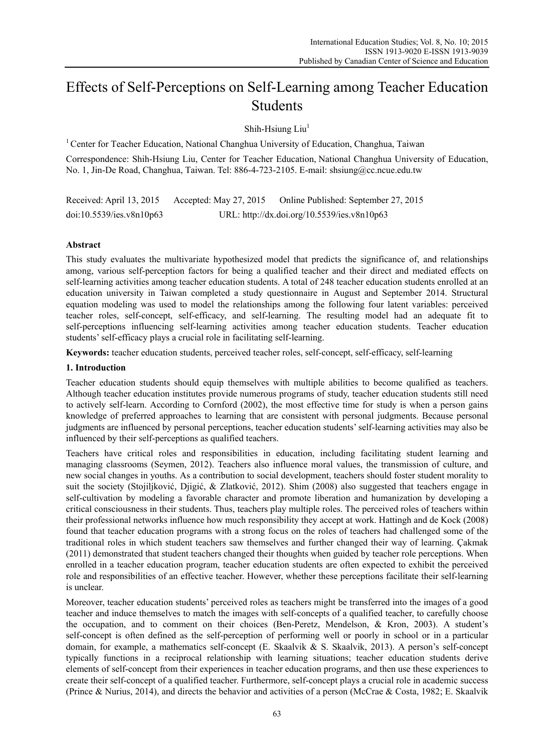# Effects of Self-Perceptions on Self-Learning among Teacher Education Students

Shih-Hsiung Liu[1]

[1] Center for Teacher Education, National Changhua University of Education, Changhua, Taiwan

Correspondence: Shih-Hsiung Liu, Center for Teacher Education, National Changhua University of Education, No. 1, Jin-De Road, Changhua, Taiwan. Tel: 886-4-723-2105. E-mail: shsiung@cc.ncue.edu.tw

Received: April 13, 2015 Accepted: May 27, 2015 Online Published: September 27, 2015

doi:10.5539/ies.v8n10p63 URL: http://dx.doi.org/10.5539/ies.v8n10p63

## Abstract

This study evaluates the multivariate hypothesized model that predicts the significance of, and relationships among, various self-perception factors for being a qualified teacher and their direct and mediated effects on self-learning activities among teacher education students. A total of 248 teacher education students enrolled at an education university in Taiwan completed a study questionnaire in August and September 2014. Structural equation modeling was used to model the relationships among the following four latent variables: perceived teacher roles, self-concept, self-efficacy, and self-learning. The resulting model had an adequate fit to self-perceptions influencing self-learning activities among teacher education students. Teacher education students' self-efficacy plays a crucial role in facilitating self-learning.

**Keywords:** teacher education students, perceived teacher roles, self-concept, self-efficacy, self-learning

## 1. Introduction

Teacher education students should equip themselves with multiple abilities to become qualified as teachers. Although teacher education institutes provide numerous programs of study, teacher education students still need to actively self-learn. According to Cornford (2002), the most effective time for study is when a person gains knowledge of preferred approaches to learning that are consistent with personal judgments. Because personal judgments are influenced by personal perceptions, teacher education students' self-learning activities may also be influenced by their self-perceptions as qualified teachers.

Teachers have critical roles and responsibilities in education, including facilitating student learning and managing classrooms (Seymen, 2012). Teachers also influence moral values, the transmission of culture, and new social changes in youths. As a contribution to social development, teachers should foster student morality to suit the society (Stojiljković, Djigić, & Zlatković, 2012). Shim (2008) also suggested that teachers engage in self-cultivation by modeling a favorable character and promote liberation and humanization by developing a critical consciousness in their students. Thus, teachers play multiple roles. The perceived roles of teachers within their professional networks influence how much responsibility they accept at work. Hattingh and de Kock (2008) found that teacher education programs with a strong focus on the roles of teachers had challenged some of the traditional roles in which student teachers saw themselves and further changed their way of learning. Çakmak (2011) demonstrated that student teachers changed their thoughts when guided by teacher role perceptions. When enrolled in a teacher education program, teacher education students are often expected to exhibit the perceived role and responsibilities of an effective teacher. However, whether these perceptions facilitate their self-learning is unclear.

Moreover, teacher education students' perceived roles as teachers might be transferred into the images of a good teacher and induce themselves to match the images with self-concepts of a qualified teacher, to carefully choose the occupation, and to comment on their choices (Ben-Peretz, Mendelson, & Kron, 2003). A student's self-concept is often defined as the self-perception of performing well or poorly in school or in a particular domain, for example, a mathematics self-concept (E. Skaalvik & S. Skaalvik, 2013). A person's self-concept typically functions in a reciprocal relationship with learning situations; teacher education students derive elements of self-concept from their experiences in teacher education programs, and then use these experiences to create their self-concept of a qualified teacher. Furthermore, self-concept plays a crucial role in academic success (Prince & Nurius, 2014), and directs the behavior and activities of a person (McCrae & Costa, 1982; E. Skaalvik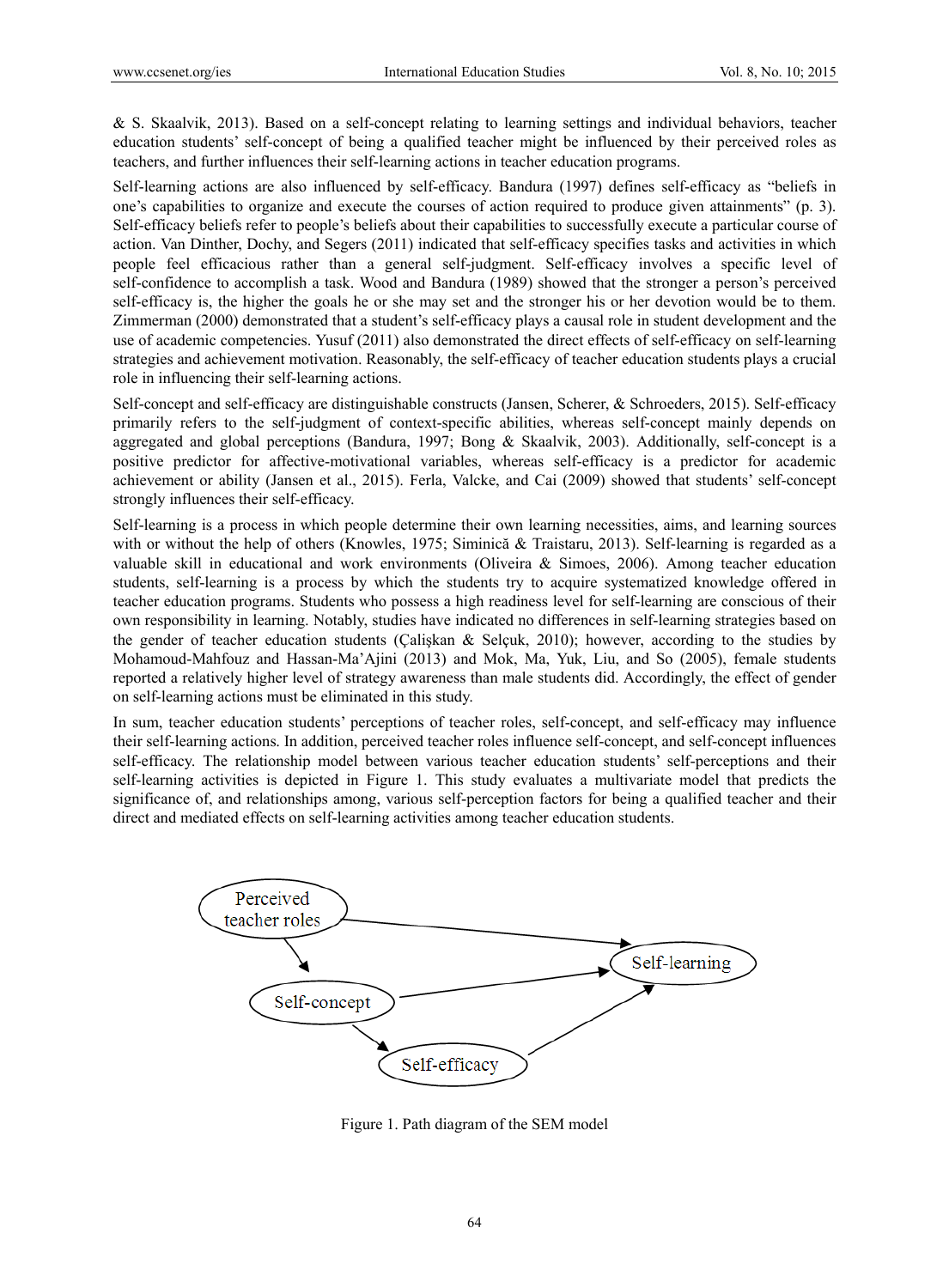& S. Skaalvik, 2013). Based on a self-concept relating to learning settings and individual behaviors, teacher education students' self-concept of being a qualified teacher might be influenced by their perceived roles as teachers, and further influences their self-learning actions in teacher education programs.

Self-learning actions are also influenced by self-efficacy. Bandura (1997) defines self-efficacy as "beliefs in one's capabilities to organize and execute the courses of action required to produce given attainments" (p. 3). Self-efficacy beliefs refer to people's beliefs about their capabilities to successfully execute a particular course of action. Van Dinther, Dochy, and Segers (2011) indicated that self-efficacy specifies tasks and activities in which people feel efficacious rather than a general self-judgment. Self-efficacy involves a specific level of self-confidence to accomplish a task. Wood and Bandura (1989) showed that the stronger a person's perceived self-efficacy is, the higher the goals he or she may set and the stronger his or her devotion would be to them. Zimmerman (2000) demonstrated that a student's self-efficacy plays a causal role in student development and the use of academic competencies. Yusuf (2011) also demonstrated the direct effects of self-efficacy on self-learning strategies and achievement motivation. Reasonably, the self-efficacy of teacher education students plays a crucial role in influencing their self-learning actions.

Self-concept and self-efficacy are distinguishable constructs (Jansen, Scherer, & Schroeders, 2015). Self-efficacy primarily refers to the self-judgment of context-specific abilities, whereas self-concept mainly depends on aggregated and global perceptions (Bandura, 1997; Bong & Skaalvik, 2003). Additionally, self-concept is a positive predictor for affective-motivational variables, whereas self-efficacy is a predictor for academic achievement or ability (Jansen et al., 2015). Ferla, Valcke, and Cai (2009) showed that students' self-concept strongly influences their self-efficacy.

Self-learning is a process in which people determine their own learning necessities, aims, and learning sources with or without the help of others (Knowles, 1975; Siminică & Traistaru, 2013). Self-learning is regarded as a valuable skill in educational and work environments (Oliveira & Simoes, 2006). Among teacher education students, self-learning is a process by which the students try to acquire systematized knowledge offered in teacher education programs. Students who possess a high readiness level for self-learning are conscious of their own responsibility in learning. Notably, studies have indicated no differences in self-learning strategies based on the gender of teacher education students (Çalişkan & Selçuk, 2010); however, according to the studies by Mohamoud-Mahfouz and Hassan-Ma'Ajini (2013) and Mok, Ma, Yuk, Liu, and So (2005), female students reported a relatively higher level of strategy awareness than male students did. Accordingly, the effect of gender on self-learning actions must be eliminated in this study.

In sum, teacher education students' perceptions of teacher roles, self-concept, and self-efficacy may influence their self-learning actions. In addition, perceived teacher roles influence self-concept, and self-concept influences self-efficacy. The relationship model between various teacher education students' self-perceptions and their self-learning activities is depicted in Figure 1. This study evaluates a multivariate model that predicts the significance of, and relationships among, various self-perception factors for being a qualified teacher and their direct and mediated effects on self-learning activities among teacher education students.

Perceived teacher roles → Self-concept; Perceived teacher roles → Self-learning; Self-concept → Self-learning; Self-concept → Self-efficacy; Self-efficacy → Self-learning

Figure 1. Path diagram of the SEM model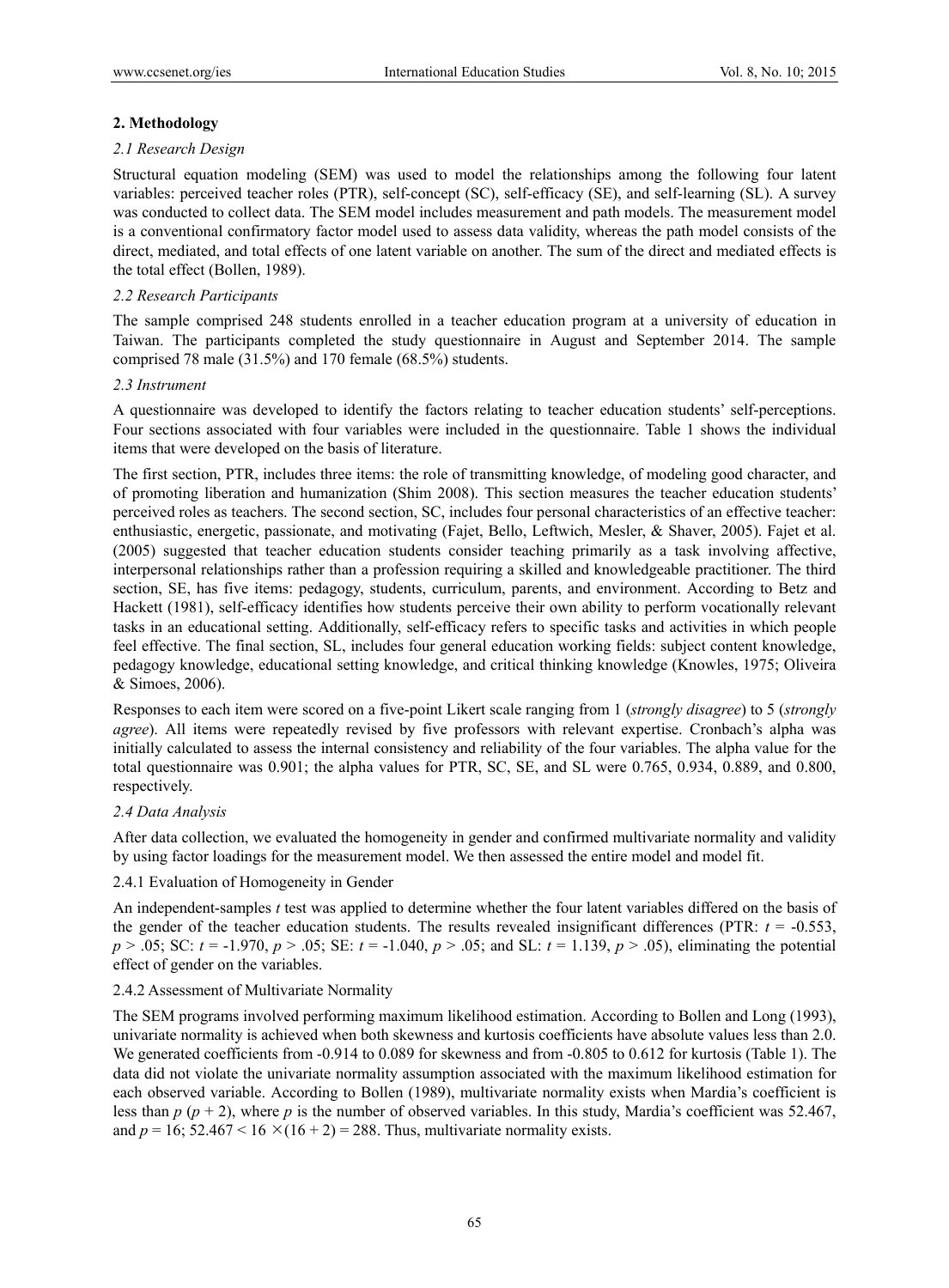## 2. Methodology

### *2.1 Research Design*

Structural equation modeling (SEM) was used to model the relationships among the following four latent variables: perceived teacher roles (PTR), self-concept (SC), self-efficacy (SE), and self-learning (SL). A survey was conducted to collect data. The SEM model includes measurement and path models. The measurement model is a conventional confirmatory factor model used to assess data validity, whereas the path model consists of the direct, mediated, and total effects of one latent variable on another. The sum of the direct and mediated effects is the total effect (Bollen, 1989).

### *2.2 Research Participants*

The sample comprised 248 students enrolled in a teacher education program at a university of education in Taiwan. The participants completed the study questionnaire in August and September 2014. The sample comprised 78 male (31.5%) and 170 female (68.5%) students.

### *2.3 Instrument*

A questionnaire was developed to identify the factors relating to teacher education students' self-perceptions. Four sections associated with four variables were included in the questionnaire. Table 1 shows the individual items that were developed on the basis of literature.

The first section, PTR, includes three items: the role of transmitting knowledge, of modeling good character, and of promoting liberation and humanization (Shim 2008). This section measures the teacher education students' perceived roles as teachers. The second section, SC, includes four personal characteristics of an effective teacher: enthusiastic, energetic, passionate, and motivating (Fajet, Bello, Leftwich, Mesler, & Shaver, 2005). Fajet et al. (2005) suggested that teacher education students consider teaching primarily as a task involving affective, interpersonal relationships rather than a profession requiring a skilled and knowledgeable practitioner. The third section, SE, has five items: pedagogy, students, curriculum, parents, and environment. According to Betz and Hackett (1981), self-efficacy identifies how students perceive their own ability to perform vocationally relevant tasks in an educational setting. Additionally, self-efficacy refers to specific tasks and activities in which people feel effective. The final section, SL, includes four general education working fields: subject content knowledge, pedagogy knowledge, educational setting knowledge, and critical thinking knowledge (Knowles, 1975; Oliveira & Simoes, 2006).

Responses to each item were scored on a five-point Likert scale ranging from 1 (*strongly disagree*) to 5 (*strongly agree*). All items were repeatedly revised by five professors with relevant expertise. Cronbach's alpha was initially calculated to assess the internal consistency and reliability of the four variables. The alpha value for the total questionnaire was 0.901; the alpha values for PTR, SC, SE, and SL were 0.765, 0.934, 0.889, and 0.800, respectively.

### *2.4 Data Analysis*

After data collection, we evaluated the homogeneity in gender and confirmed multivariate normality and validity by using factor loadings for the measurement model. We then assessed the entire model and model fit.

#### 2.4.1 Evaluation of Homogeneity in Gender

An independent-samples $t$ test was applied to determine whether the four latent variables differed on the basis of the gender of the teacher education students. The results revealed insignificant differences (PTR: $t = -0.553$, $p > .05$; SC: $t = -1.970$, $p > .05$; SE: $t = -1.040$, $p > .05$; and SL: $t = 1.139$, $p > .05$), eliminating the potential effect of gender on the variables.

#### 2.4.2 Assessment of Multivariate Normality

The SEM programs involved performing maximum likelihood estimation. According to Bollen and Long (1993), univariate normality is achieved when both skewness and kurtosis coefficients have absolute values less than 2.0. We generated coefficients from -0.914 to 0.089 for skewness and from -0.805 to 0.612 for kurtosis (Table 1). The data did not violate the univariate normality assumption associated with the maximum likelihood estimation for each observed variable. According to Bollen (1989), multivariate normality exists when Mardia's coefficient is less than $p (p + 2)$, where $p$ is the number of observed variables. In this study, Mardia's coefficient was 52.467, and $p = 16$; $52.467 < 16 \times (16 + 2) = 288$. Thus, multivariate normality exists.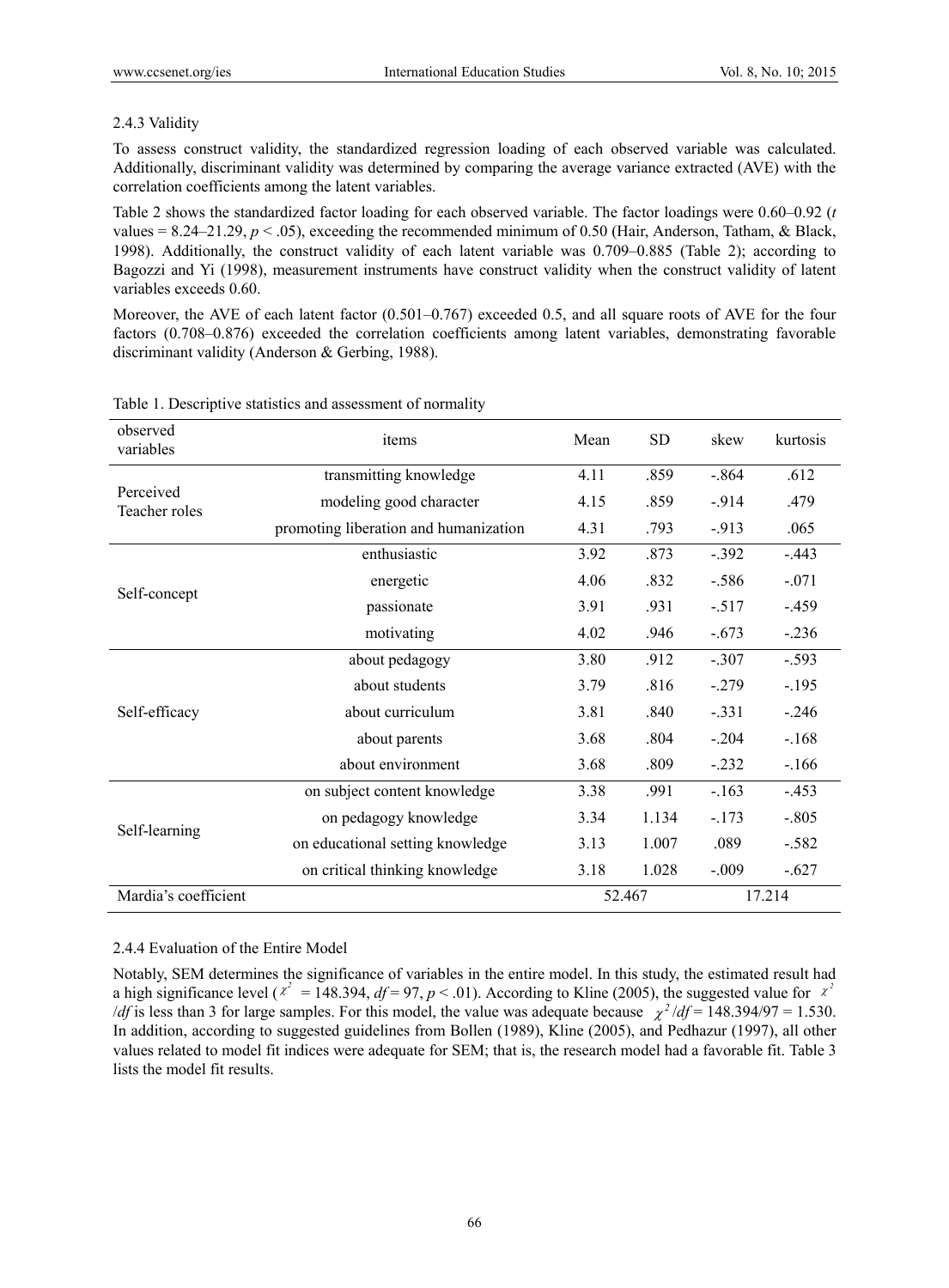### 2.4.3 Validity

To assess construct validity, the standardized regression loading of each observed variable was calculated. Additionally, discriminant validity was determined by comparing the average variance extracted (AVE) with the correlation coefficients among the latent variables.

Table 2 shows the standardized factor loading for each observed variable. The factor loadings were 0.60–0.92 ($t$ values = 8.24–21.29, $p < .05$), exceeding the recommended minimum of 0.50 (Hair, Anderson, Tatham, & Black, 1998). Additionally, the construct validity of each latent variable was 0.709–0.885 (Table 2); according to Bagozzi and Yi (1998), measurement instruments have construct validity when the construct validity of latent variables exceeds 0.60.

Moreover, the AVE of each latent factor (0.501–0.767) exceeded 0.5, and all square roots of AVE for the four factors (0.708–0.876) exceeded the correlation coefficients among latent variables, demonstrating favorable discriminant validity (Anderson & Gerbing, 1988).

Table 1. Descriptive statistics and assessment of normality

| observed variables | items | Mean | SD | skew | kurtosis |
|---|---|---|---|---|---|
| Perceived Teacher roles | transmitting knowledge | 4.11 | .859 | -.864 | .612 |
| | modeling good character | 4.15 | .859 | -.914 | .479 |
| | promoting liberation and humanization | 4.31 | .793 | -.913 | .065 |
| Self-concept | enthusiastic | 3.92 | .873 | -.392 | -.443 |
| | energetic | 4.06 | .832 | -.586 | -.071 |
| | passionate | 3.91 | .931 | -.517 | -.459 |
| | motivating | 4.02 | .946 | -.673 | -.236 |
| Self-efficacy | about pedagogy | 3.80 | .912 | -.307 | -.593 |
| | about students | 3.79 | .816 | -.279 | -.195 |
| | about curriculum | 3.81 | .840 | -.331 | -.246 |
| | about parents | 3.68 | .804 | -.204 | -.168 |
| | about environment | 3.68 | .809 | -.232 | -.166 |
| Self-learning | on subject content knowledge | 3.38 | .991 | -.163 | -.453 |
| | on pedagogy knowledge | 3.34 | 1.134 | -.173 | -.805 |
| | on educational setting knowledge | 3.13 | 1.007 | .089 | -.582 |
| | on critical thinking knowledge | 3.18 | 1.028 | -.009 | -.627 |
| Mardia's coefficient | | 52.467 | | 17.214 | |

### 2.4.4 Evaluation of the Entire Model

Notably, SEM determines the significance of variables in the entire model. In this study, the estimated result had a high significance level ($\chi^2 = 148.394$, $df = 97$, $p < .01$). According to Kline (2005), the suggested value for $\chi^2/df$ is less than 3 for large samples. For this model, the value was adequate because $\chi^2/df = 148.394/97 = 1.530$. In addition, according to suggested guidelines from Bollen (1989), Kline (2005), and Pedhazur (1997), all other values related to model fit indices were adequate for SEM; that is, the research model had a favorable fit. Table 3 lists the model fit results.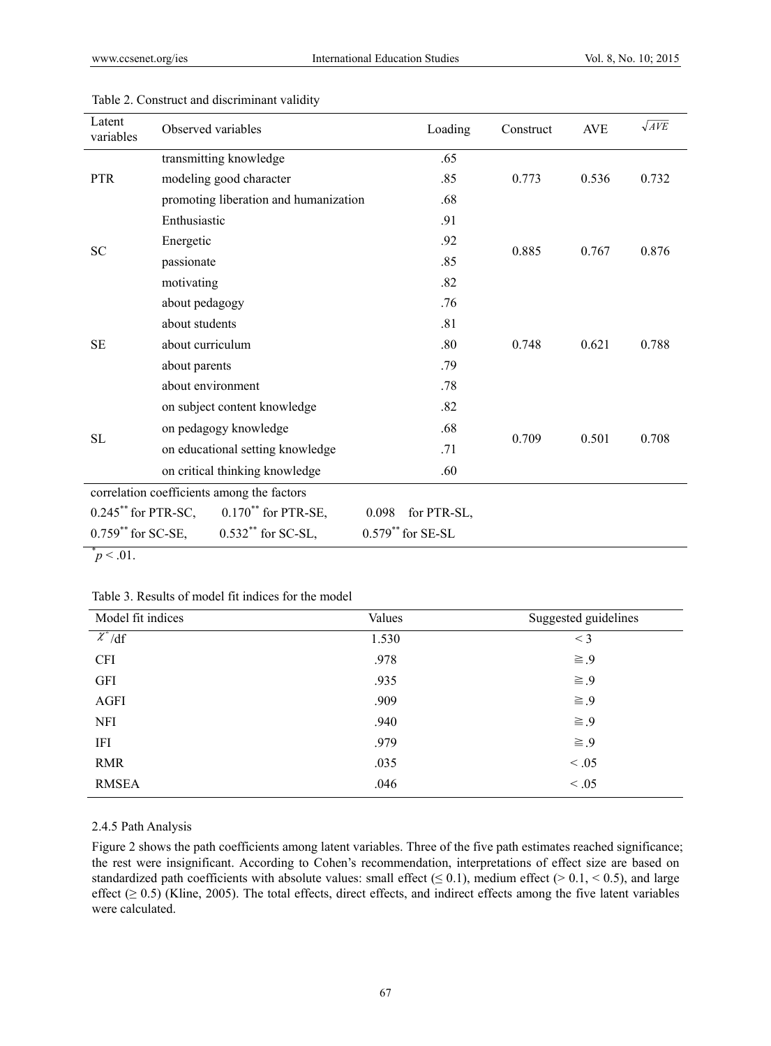Table 2. Construct and discriminant validity

| Latent variables | Observed variables | Loading | Construct | AVE | $\sqrt{AVE}$ |
|---|---|---|---|---|---|
| PTR | transmitting knowledge | .65 | 0.773 | 0.536 | 0.732 |
| | modeling good character | .85 | | | |
| | promoting liberation and humanization | .68 | | | |
| SC | Enthusiastic | .91 | 0.885 | 0.767 | 0.876 |
| | Energetic | .92 | | | |
| | passionate | .85 | | | |
| | motivating | .82 | | | |
| SE | about pedagogy | .76 | 0.748 | 0.621 | 0.788 |
| | about students | .81 | | | |
| | about curriculum | .80 | | | |
| | about parents | .79 | | | |
| | about environment | .78 | | | |
| SL | on subject content knowledge | .82 | 0.709 | 0.501 | 0.708 |
| | on pedagogy knowledge | .68 | | | |
| | on educational setting knowledge | .71 | | | |
| | on critical thinking knowledge | .60 | | | |

correlation coefficients among the factors

$0.245^{**}$ for PTR-SC, $0.170^{**}$ for PTR-SE, 0.098 for PTR-SL,

$0.759^{**}$ for SC-SE, $0.532^{**}$ for SC-SL, $0.579^{**}$ for SE-SL

$^{*}p < .01$.

Table 3. Results of model fit indices for the model

| Model fit indices | Values | Suggested guidelines |
|---|---|---|
| $\chi^2$/df | 1.530 | < 3 |
| CFI | .978 | ≧.9 |
| GFI | .935 | ≧.9 |
| AGFI | .909 | ≧.9 |
| NFI | .940 | ≧.9 |
| IFI | .979 | ≧.9 |
| RMR | .035 | < .05 |
| RMSEA | .046 | < .05 |

#### 2.4.5 Path Analysis

Figure 2 shows the path coefficients among latent variables. Three of the five path estimates reached significance; the rest were insignificant. According to Cohen's recommendation, interpretations of effect size are based on standardized path coefficients with absolute values: small effect (≤ 0.1), medium effect (> 0.1, < 0.5), and large effect (≥ 0.5) (Kline, 2005). The total effects, direct effects, and indirect effects among the five latent variables were calculated.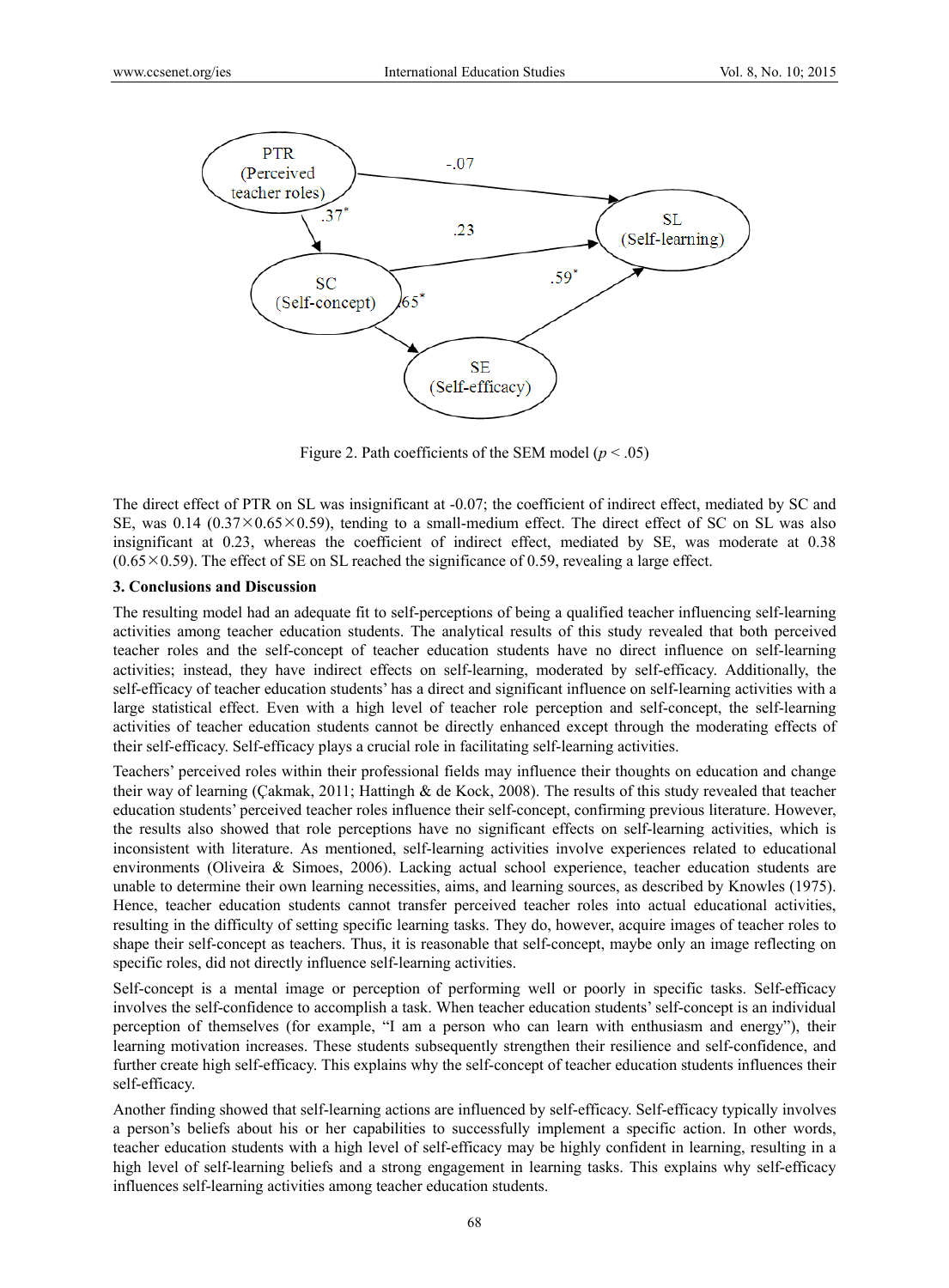Figure 2. Path coefficients of the SEM model ($p < .05$)

The direct effect of PTR on SL was insignificant at -0.07; the coefficient of indirect effect, mediated by SC and SE, was 0.14 (0.37×0.65×0.59), tending to a small-medium effect. The direct effect of SC on SL was also insignificant at 0.23, whereas the coefficient of indirect effect, mediated by SE, was moderate at 0.38 (0.65×0.59). The effect of SE on SL reached the significance of 0.59, revealing a large effect.

### 3. Conclusions and Discussion

The resulting model had an adequate fit to self-perceptions of being a qualified teacher influencing self-learning activities among teacher education students. The analytical results of this study revealed that both perceived teacher roles and the self-concept of teacher education students have no direct influence on self-learning activities; instead, they have indirect effects on self-learning, moderated by self-efficacy. Additionally, the self-efficacy of teacher education students' has a direct and significant influence on self-learning activities with a large statistical effect. Even with a high level of teacher role perception and self-concept, the self-learning activities of teacher education students cannot be directly enhanced except through the moderating effects of their self-efficacy. Self-efficacy plays a crucial role in facilitating self-learning activities.

Teachers' perceived roles within their professional fields may influence their thoughts on education and change their way of learning (Çakmak, 2011; Hattingh & de Kock, 2008). The results of this study revealed that teacher education students' perceived teacher roles influence their self-concept, confirming previous literature. However, the results also showed that role perceptions have no significant effects on self-learning activities, which is inconsistent with literature. As mentioned, self-learning activities involve experiences related to educational environments (Oliveira & Simoes, 2006). Lacking actual school experience, teacher education students are unable to determine their own learning necessities, aims, and learning sources, as described by Knowles (1975). Hence, teacher education students cannot transfer perceived teacher roles into actual educational activities, resulting in the difficulty of setting specific learning tasks. They do, however, acquire images of teacher roles to shape their self-concept as teachers. Thus, it is reasonable that self-concept, maybe only an image reflecting on specific roles, did not directly influence self-learning activities.

Self-concept is a mental image or perception of performing well or poorly in specific tasks. Self-efficacy involves the self-confidence to accomplish a task. When teacher education students' self-concept is an individual perception of themselves (for example, "I am a person who can learn with enthusiasm and energy"), their learning motivation increases. These students subsequently strengthen their resilience and self-confidence, and further create high self-efficacy. This explains why the self-concept of teacher education students influences their self-efficacy.

Another finding showed that self-learning actions are influenced by self-efficacy. Self-efficacy typically involves a person's beliefs about his or her capabilities to successfully implement a specific action. In other words, teacher education students with a high level of self-efficacy may be highly confident in learning, resulting in a high level of self-learning beliefs and a strong engagement in learning tasks. This explains why self-efficacy influences self-learning activities among teacher education students.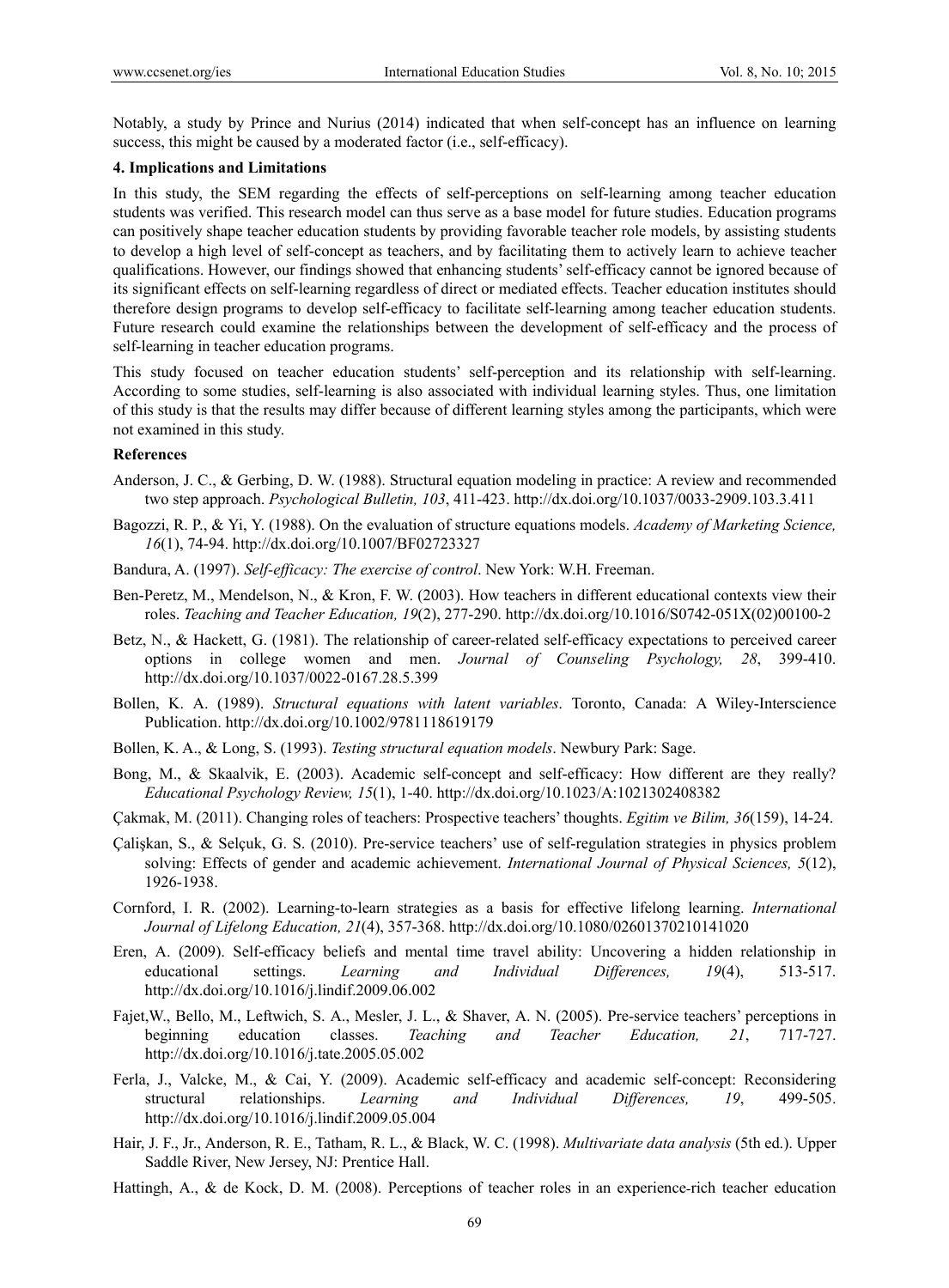Notably, a study by Prince and Nurius (2014) indicated that when self-concept has an influence on learning success, this might be caused by a moderated factor (i.e., self-efficacy).

### 4. Implications and Limitations

In this study, the SEM regarding the effects of self-perceptions on self-learning among teacher education students was verified. This research model can thus serve as a base model for future studies. Education programs can positively shape teacher education students by providing favorable teacher role models, by assisting students to develop a high level of self-concept as teachers, and by facilitating them to actively learn to achieve teacher qualifications. However, our findings showed that enhancing students' self-efficacy cannot be ignored because of its significant effects on self-learning regardless of direct or mediated effects. Teacher education institutes should therefore design programs to develop self-efficacy to facilitate self-learning among teacher education students. Future research could examine the relationships between the development of self-efficacy and the process of self-learning in teacher education programs.

This study focused on teacher education students' self-perception and its relationship with self-learning. According to some studies, self-learning is also associated with individual learning styles. Thus, one limitation of this study is that the results may differ because of different learning styles among the participants, which were not examined in this study.

### References

Anderson, J. C., & Gerbing, D. W. (1988). Structural equation modeling in practice: A review and recommended two step approach. *Psychological Bulletin, 103*, 411-423. http://dx.doi.org/10.1037/0033-2909.103.3.411

Bagozzi, R. P., & Yi, Y. (1988). On the evaluation of structure equations models. *Academy of Marketing Science, 16*(1), 74-94. http://dx.doi.org/10.1007/BF02723327

Bandura, A. (1997). *Self-efficacy: The exercise of control*. New York: W.H. Freeman.

Ben-Peretz, M., Mendelson, N., & Kron, F. W. (2003). How teachers in different educational contexts view their roles. *Teaching and Teacher Education, 19*(2), 277-290. http://dx.doi.org/10.1016/S0742-051X(02)00100-2

Betz, N., & Hackett, G. (1981). The relationship of career-related self-efficacy expectations to perceived career options in college women and men. *Journal of Counseling Psychology, 28*, 399-410. http://dx.doi.org/10.1037/0022-0167.28.5.399

Bollen, K. A. (1989). *Structural equations with latent variables*. Toronto, Canada: A Wiley-Interscience Publication. http://dx.doi.org/10.1002/9781118619179

Bollen, K. A., & Long, S. (1993). *Testing structural equation models*. Newbury Park: Sage.

Bong, M., & Skaalvik, E. (2003). Academic self-concept and self-efficacy: How different are they really? *Educational Psychology Review, 15*(1), 1-40. http://dx.doi.org/10.1023/A:1021302408382

Çakmak, M. (2011). Changing roles of teachers: Prospective teachers' thoughts. *Egitim ve Bilim, 36*(159), 14-24.

Çalişkan, S., & Selçuk, G. S. (2010). Pre-service teachers' use of self-regulation strategies in physics problem solving: Effects of gender and academic achievement. *International Journal of Physical Sciences, 5*(12), 1926-1938.

Cornford, I. R. (2002). Learning-to-learn strategies as a basis for effective lifelong learning. *International Journal of Lifelong Education, 21*(4), 357-368. http://dx.doi.org/10.1080/02601370210141020

Eren, A. (2009). Self-efficacy beliefs and mental time travel ability: Uncovering a hidden relationship in educational settings. *Learning and Individual Differences, 19*(4), 513-517. http://dx.doi.org/10.1016/j.lindif.2009.06.002

Fajet,W., Bello, M., Leftwich, S. A., Mesler, J. L., & Shaver, A. N. (2005). Pre-service teachers' perceptions in beginning education classes. *Teaching and Teacher Education, 21*, 717-727. http://dx.doi.org/10.1016/j.tate.2005.05.002

Ferla, J., Valcke, M., & Cai, Y. (2009). Academic self-efficacy and academic self-concept: Reconsidering structural relationships. *Learning and Individual Differences, 19*, 499-505. http://dx.doi.org/10.1016/j.lindif.2009.05.004

Hair, J. F., Jr., Anderson, R. E., Tatham, R. L., & Black, W. C. (1998). *Multivariate data analysis* (5th ed.). Upper Saddle River, New Jersey, NJ: Prentice Hall.

Hattingh, A., & de Kock, D. M. (2008). Perceptions of teacher roles in an experience-rich teacher education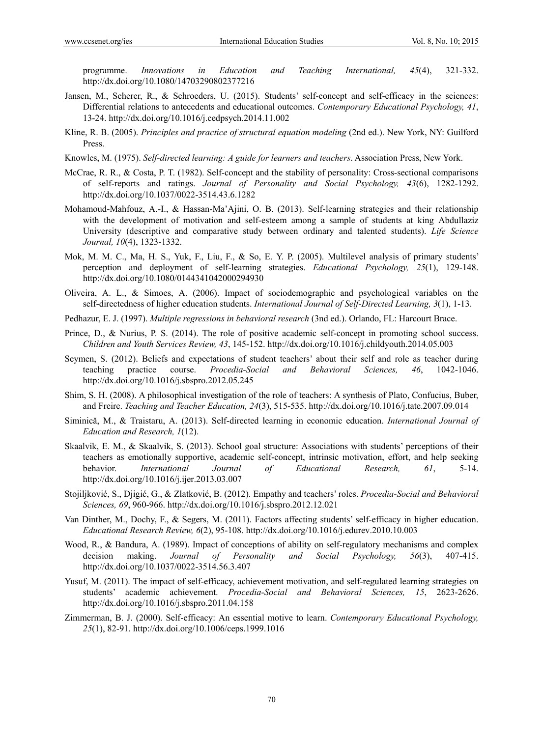programme. *Innovations in Education and Teaching International, 45*(4), 321-332. http://dx.doi.org/10.1080/14703290802377216

Jansen, M., Scherer, R., & Schroeders, U. (2015). Students' self-concept and self-efficacy in the sciences: Differential relations to antecedents and educational outcomes. *Contemporary Educational Psychology, 41*, 13-24. http://dx.doi.org/10.1016/j.cedpsych.2014.11.002

Kline, R. B. (2005). *Principles and practice of structural equation modeling* (2nd ed.). New York, NY: Guilford Press.

Knowles, M. (1975). *Self-directed learning: A guide for learners and teachers*. Association Press, New York.

McCrae, R. R., & Costa, P. T. (1982). Self-concept and the stability of personality: Cross-sectional comparisons of self-reports and ratings. *Journal of Personality and Social Psychology, 43*(6), 1282-1292. http://dx.doi.org/10.1037/0022-3514.43.6.1282

Mohamoud-Mahfouz, A.-I., & Hassan-Ma'Ajini, O. B. (2013). Self-learning strategies and their relationship with the development of motivation and self-esteem among a sample of students at king Abdullaziz University (descriptive and comparative study between ordinary and talented students). *Life Science Journal, 10*(4), 1323-1332.

Mok, M. M. C., Ma, H. S., Yuk, F., Liu, F., & So, E. Y. P. (2005). Multilevel analysis of primary students' perception and deployment of self-learning strategies. *Educational Psychology, 25*(1), 129-148. http://dx.doi.org/10.1080/0144341042000294930

Oliveira, A. L., & Simoes, A. (2006). Impact of sociodemographic and psychological variables on the self-directedness of higher education students. *International Journal of Self-Directed Learning, 3*(1), 1-13.

Pedhazur, E. J. (1997). *Multiple regressions in behavioral research* (3nd ed.). Orlando, FL: Harcourt Brace.

Prince, D., & Nurius, P. S. (2014). The role of positive academic self-concept in promoting school success. *Children and Youth Services Review, 43*, 145-152. http://dx.doi.org/10.1016/j.childyouth.2014.05.003

Seymen, S. (2012). Beliefs and expectations of student teachers' about their self and role as teacher during teaching practice course. *Procedia-Social and Behavioral Sciences, 46*, 1042-1046. http://dx.doi.org/10.1016/j.sbspro.2012.05.245

Shim, S. H. (2008). A philosophical investigation of the role of teachers: A synthesis of Plato, Confucius, Buber, and Freire. *Teaching and Teacher Education, 24*(3), 515-535. http://dx.doi.org/10.1016/j.tate.2007.09.014

Siminică, M., & Traistaru, A. (2013). Self-directed learning in economic education. *International Journal of Education and Research, 1*(12).

Skaalvik, E. M., & Skaalvik, S. (2013). School goal structure: Associations with students' perceptions of their teachers as emotionally supportive, academic self-concept, intrinsic motivation, effort, and help seeking behavior. *International Journal of Educational Research, 61*, 5-14. http://dx.doi.org/10.1016/j.ijer.2013.03.007

Stojiljković, S., Djigić, G., & Zlatković, B. (2012). Empathy and teachers' roles. *Procedia-Social and Behavioral Sciences, 69*, 960-966. http://dx.doi.org/10.1016/j.sbspro.2012.12.021

Van Dinther, M., Dochy, F., & Segers, M. (2011). Factors affecting students' self-efficacy in higher education. *Educational Research Review, 6*(2), 95-108. http://dx.doi.org/10.1016/j.edurev.2010.10.003

Wood, R., & Bandura, A. (1989). Impact of conceptions of ability on self-regulatory mechanisms and complex decision making. *Journal of Personality and Social Psychology, 56*(3), 407-415. http://dx.doi.org/10.1037/0022-3514.56.3.407

Yusuf, M. (2011). The impact of self-efficacy, achievement motivation, and self-regulated learning strategies on students' academic achievement. *Procedia-Social and Behavioral Sciences, 15*, 2623-2626. http://dx.doi.org/10.1016/j.sbspro.2011.04.158

Zimmerman, B. J. (2000). Self-efficacy: An essential motive to learn. *Contemporary Educational Psychology, 25*(1), 82-91. http://dx.doi.org/10.1006/ceps.1999.1016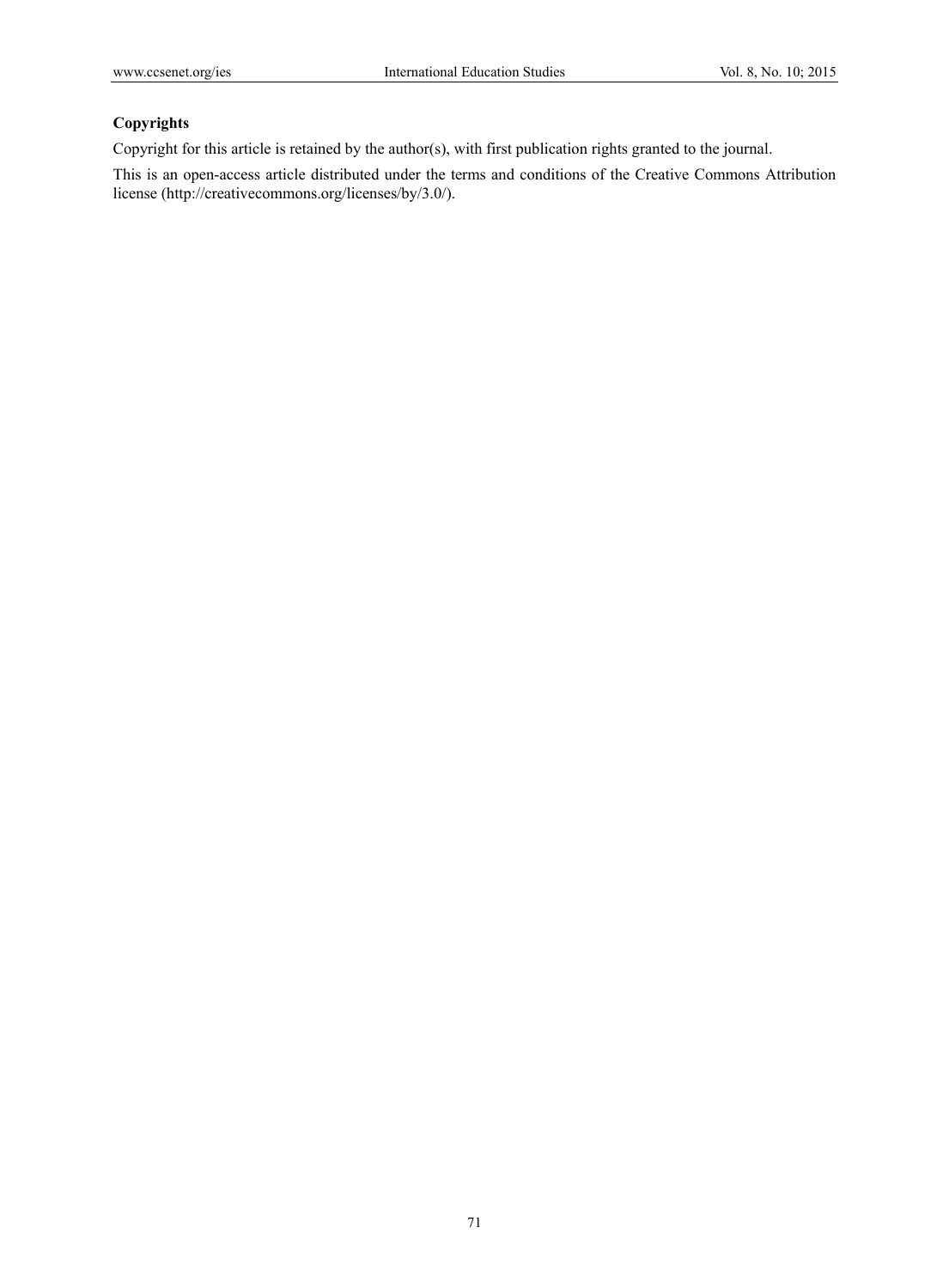**Copyrights**

Copyright for this article is retained by the author(s), with first publication rights granted to the journal.

This is an open-access article distributed under the terms and conditions of the Creative Commons Attribution license (http://creativecommons.org/licenses/by/3.0/).